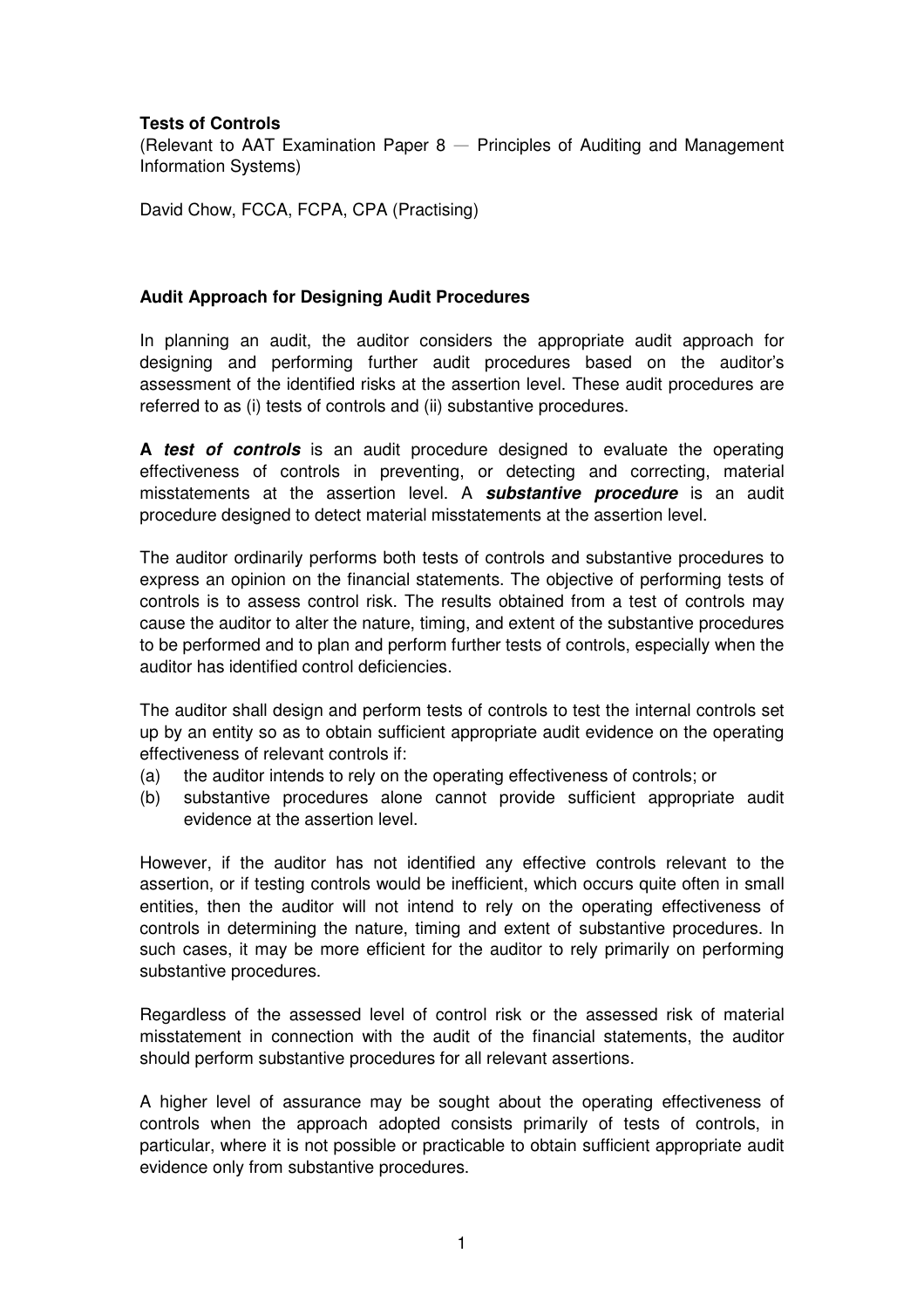**Tests of Controls**

(Relevant to AAT Examination Paper 8 — Principles of Auditing and Management Information Systems)

David Chow, FCCA, FCPA, CPA (Practising)

## Audit Approach for Designing Audit Procedures

In planning an audit, the auditor considers the appropriate audit approach for designing and performing further audit procedures based on the auditor's assessment of the identified risks at the assertion level. These audit procedures are referred to as (i) tests of controls and (ii) substantive procedures.

A ***test of controls*** is an audit procedure designed to evaluate the operating effectiveness of controls in preventing, or detecting and correcting, material misstatements at the assertion level. A ***substantive procedure*** is an audit procedure designed to detect material misstatements at the assertion level.

The auditor ordinarily performs both tests of controls and substantive procedures to express an opinion on the financial statements. The objective of performing tests of controls is to assess control risk. The results obtained from a test of controls may cause the auditor to alter the nature, timing, and extent of the substantive procedures to be performed and to plan and perform further tests of controls, especially when the auditor has identified control deficiencies.

The auditor shall design and perform tests of controls to test the internal controls set up by an entity so as to obtain sufficient appropriate audit evidence on the operating effectiveness of relevant controls if:

(a) the auditor intends to rely on the operating effectiveness of controls; or
(b) substantive procedures alone cannot provide sufficient appropriate audit evidence at the assertion level.

However, if the auditor has not identified any effective controls relevant to the assertion, or if testing controls would be inefficient, which occurs quite often in small entities, then the auditor will not intend to rely on the operating effectiveness of controls in determining the nature, timing and extent of substantive procedures. In such cases, it may be more efficient for the auditor to rely primarily on performing substantive procedures.

Regardless of the assessed level of control risk or the assessed risk of material misstatement in connection with the audit of the financial statements, the auditor should perform substantive procedures for all relevant assertions.

A higher level of assurance may be sought about the operating effectiveness of controls when the approach adopted consists primarily of tests of controls, in particular, where it is not possible or practicable to obtain sufficient appropriate audit evidence only from substantive procedures.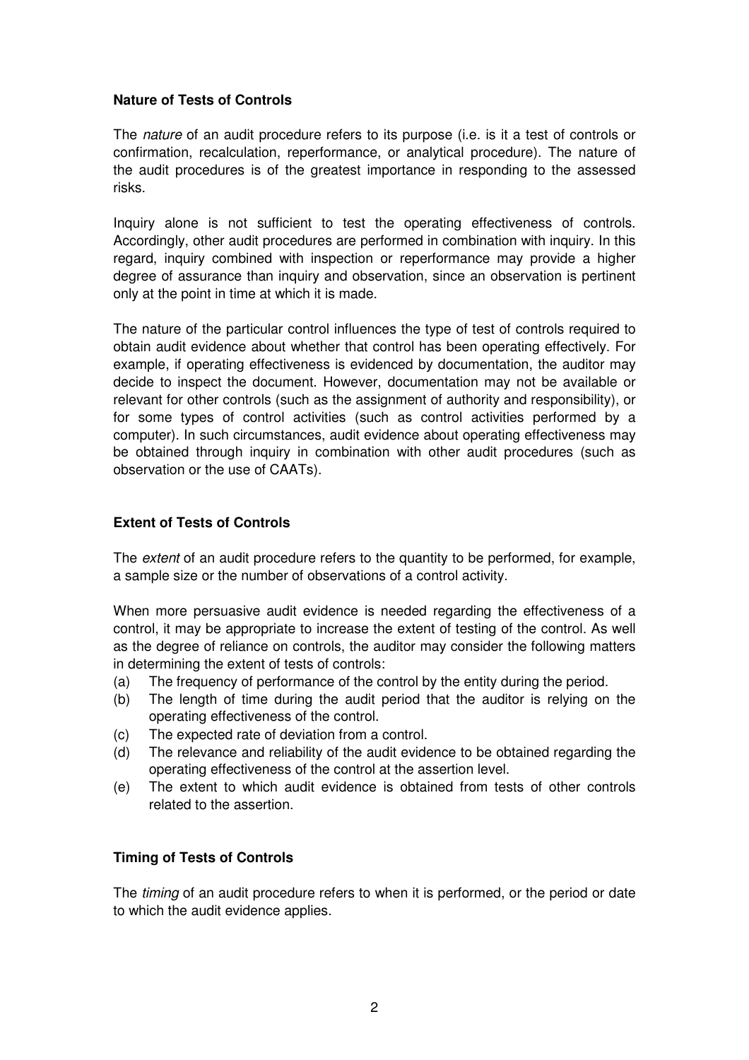### Nature of Tests of Controls

The *nature* of an audit procedure refers to its purpose (i.e. is it a test of controls or confirmation, recalculation, reperformance, or analytical procedure). The nature of the audit procedures is of the greatest importance in responding to the assessed risks.

Inquiry alone is not sufficient to test the operating effectiveness of controls. Accordingly, other audit procedures are performed in combination with inquiry. In this regard, inquiry combined with inspection or reperformance may provide a higher degree of assurance than inquiry and observation, since an observation is pertinent only at the point in time at which it is made.

The nature of the particular control influences the type of test of controls required to obtain audit evidence about whether that control has been operating effectively. For example, if operating effectiveness is evidenced by documentation, the auditor may decide to inspect the document. However, documentation may not be available or relevant for other controls (such as the assignment of authority and responsibility), or for some types of control activities (such as control activities performed by a computer). In such circumstances, audit evidence about operating effectiveness may be obtained through inquiry in combination with other audit procedures (such as observation or the use of CAATs).

### Extent of Tests of Controls

The *extent* of an audit procedure refers to the quantity to be performed, for example, a sample size or the number of observations of a control activity.

When more persuasive audit evidence is needed regarding the effectiveness of a control, it may be appropriate to increase the extent of testing of the control. As well as the degree of reliance on controls, the auditor may consider the following matters in determining the extent of tests of controls:

(a) The frequency of performance of the control by the entity during the period.
(b) The length of time during the audit period that the auditor is relying on the operating effectiveness of the control.
(c) The expected rate of deviation from a control.
(d) The relevance and reliability of the audit evidence to be obtained regarding the operating effectiveness of the control at the assertion level.
(e) The extent to which audit evidence is obtained from tests of other controls related to the assertion.

### Timing of Tests of Controls

The *timing* of an audit procedure refers to when it is performed, or the period or date to which the audit evidence applies.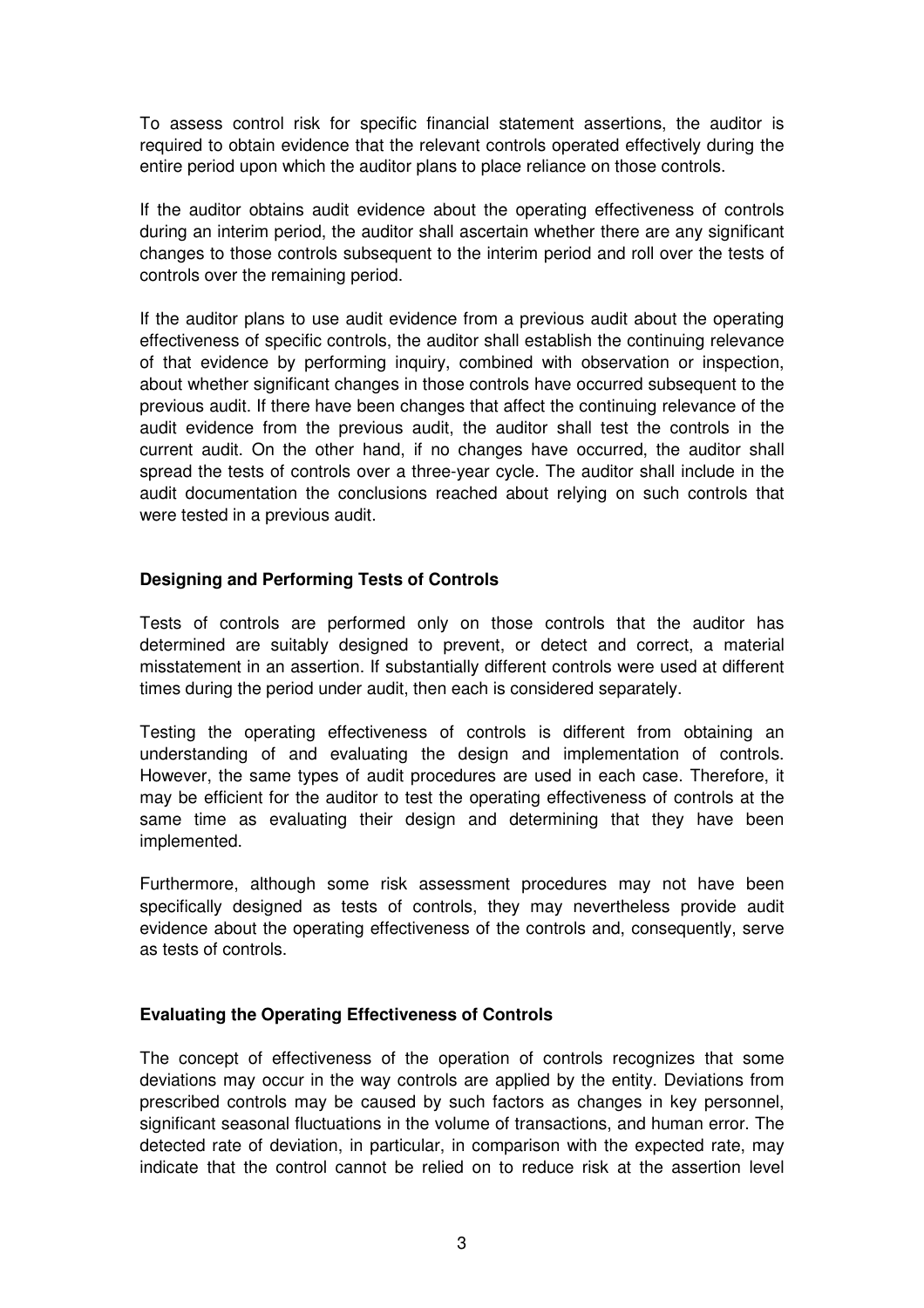To assess control risk for specific financial statement assertions, the auditor is required to obtain evidence that the relevant controls operated effectively during the entire period upon which the auditor plans to place reliance on those controls.

If the auditor obtains audit evidence about the operating effectiveness of controls during an interim period, the auditor shall ascertain whether there are any significant changes to those controls subsequent to the interim period and roll over the tests of controls over the remaining period.

If the auditor plans to use audit evidence from a previous audit about the operating effectiveness of specific controls, the auditor shall establish the continuing relevance of that evidence by performing inquiry, combined with observation or inspection, about whether significant changes in those controls have occurred subsequent to the previous audit. If there have been changes that affect the continuing relevance of the audit evidence from the previous audit, the auditor shall test the controls in the current audit. On the other hand, if no changes have occurred, the auditor shall spread the tests of controls over a three-year cycle. The auditor shall include in the audit documentation the conclusions reached about relying on such controls that were tested in a previous audit.

**Designing and Performing Tests of Controls**

Tests of controls are performed only on those controls that the auditor has determined are suitably designed to prevent, or detect and correct, a material misstatement in an assertion. If substantially different controls were used at different times during the period under audit, then each is considered separately.

Testing the operating effectiveness of controls is different from obtaining an understanding of and evaluating the design and implementation of controls. However, the same types of audit procedures are used in each case. Therefore, it may be efficient for the auditor to test the operating effectiveness of controls at the same time as evaluating their design and determining that they have been implemented.

Furthermore, although some risk assessment procedures may not have been specifically designed as tests of controls, they may nevertheless provide audit evidence about the operating effectiveness of the controls and, consequently, serve as tests of controls.

**Evaluating the Operating Effectiveness of Controls**

The concept of effectiveness of the operation of controls recognizes that some deviations may occur in the way controls are applied by the entity. Deviations from prescribed controls may be caused by such factors as changes in key personnel, significant seasonal fluctuations in the volume of transactions, and human error. The detected rate of deviation, in particular, in comparison with the expected rate, may indicate that the control cannot be relied on to reduce risk at the assertion level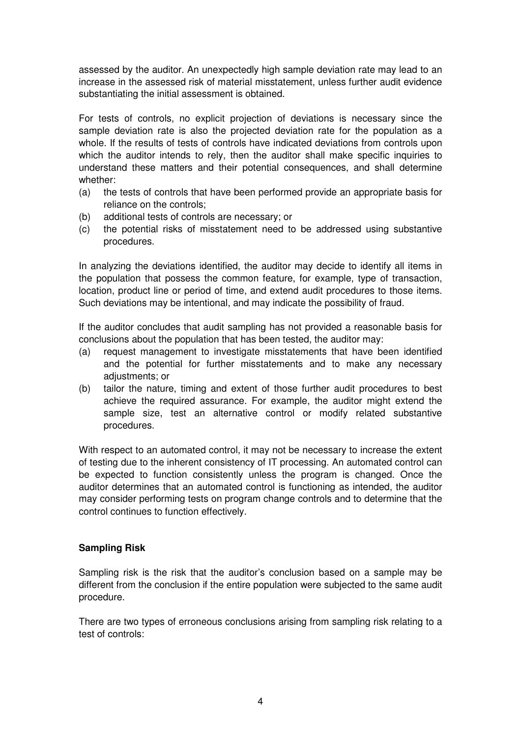assessed by the auditor. An unexpectedly high sample deviation rate may lead to an increase in the assessed risk of material misstatement, unless further audit evidence substantiating the initial assessment is obtained.

For tests of controls, no explicit projection of deviations is necessary since the sample deviation rate is also the projected deviation rate for the population as a whole. If the results of tests of controls have indicated deviations from controls upon which the auditor intends to rely, then the auditor shall make specific inquiries to understand these matters and their potential consequences, and shall determine whether:

(a) the tests of controls that have been performed provide an appropriate basis for reliance on the controls;
(b) additional tests of controls are necessary; or
(c) the potential risks of misstatement need to be addressed using substantive procedures.

In analyzing the deviations identified, the auditor may decide to identify all items in the population that possess the common feature, for example, type of transaction, location, product line or period of time, and extend audit procedures to those items. Such deviations may be intentional, and may indicate the possibility of fraud.

If the auditor concludes that audit sampling has not provided a reasonable basis for conclusions about the population that has been tested, the auditor may:

(a) request management to investigate misstatements that have been identified and the potential for further misstatements and to make any necessary adjustments; or
(b) tailor the nature, timing and extent of those further audit procedures to best achieve the required assurance. For example, the auditor might extend the sample size, test an alternative control or modify related substantive procedures.

With respect to an automated control, it may not be necessary to increase the extent of testing due to the inherent consistency of IT processing. An automated control can be expected to function consistently unless the program is changed. Once the auditor determines that an automated control is functioning as intended, the auditor may consider performing tests on program change controls and to determine that the control continues to function effectively.

**Sampling Risk**

Sampling risk is the risk that the auditor's conclusion based on a sample may be different from the conclusion if the entire population were subjected to the same audit procedure.

There are two types of erroneous conclusions arising from sampling risk relating to a test of controls: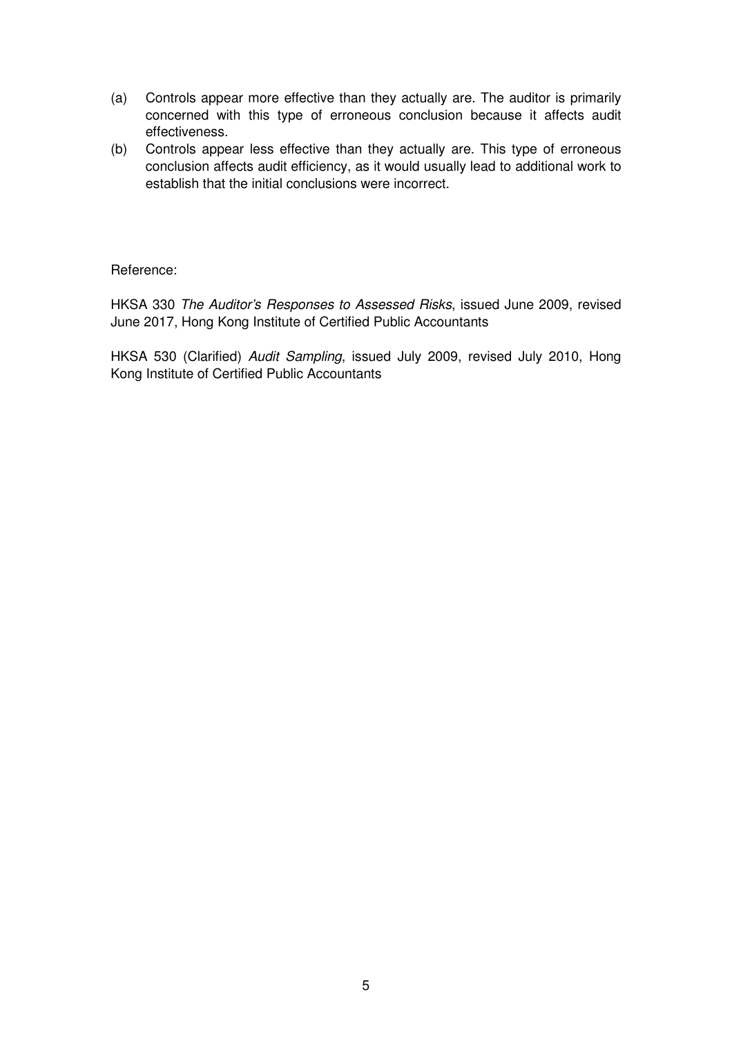(a) Controls appear more effective than they actually are. The auditor is primarily concerned with this type of erroneous conclusion because it affects audit effectiveness.

(b) Controls appear less effective than they actually are. This type of erroneous conclusion affects audit efficiency, as it would usually lead to additional work to establish that the initial conclusions were incorrect.

Reference:

HKSA 330 *The Auditor's Responses to Assessed Risks*, issued June 2009, revised June 2017, Hong Kong Institute of Certified Public Accountants

HKSA 530 (Clarified) *Audit Sampling*, issued July 2009, revised July 2010, Hong Kong Institute of Certified Public Accountants